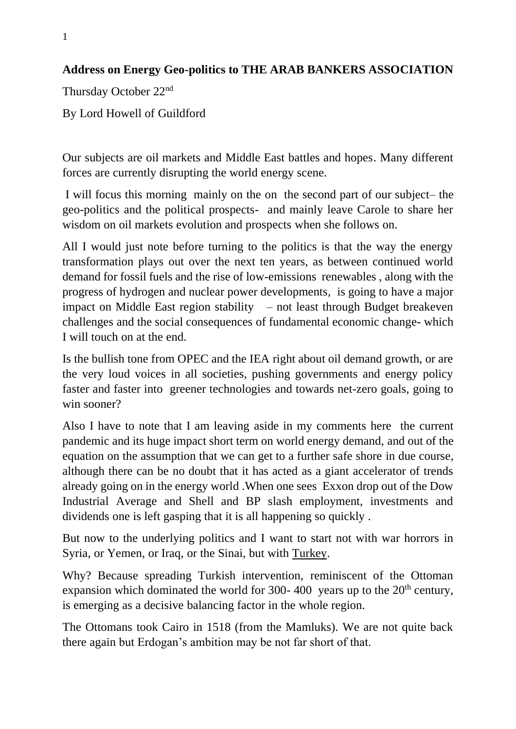**Address on Energy Geo-politics to THE ARAB BANKERS ASSOCIATION**

Thursday October 22nd

By Lord Howell of Guildford

Our subjects are oil markets and Middle East battles and hopes. Many different forces are currently disrupting the world energy scene.

I will focus this morning mainly on the on the second part of our subject– the geo-politics and the political prospects- and mainly leave Carole to share her wisdom on oil markets evolution and prospects when she follows on.

All I would just note before turning to the politics is that the way the energy transformation plays out over the next ten years, as between continued world demand for fossil fuels and the rise of low-emissions renewables , along with the progress of hydrogen and nuclear power developments, is going to have a major impact on Middle East region stability – not least through Budget breakeven challenges and the social consequences of fundamental economic change- which I will touch on at the end.

Is the bullish tone from OPEC and the IEA right about oil demand growth, or are the very loud voices in all societies, pushing governments and energy policy faster and faster into greener technologies and towards net-zero goals, going to win sooner?

Also I have to note that I am leaving aside in my comments here the current pandemic and its huge impact short term on world energy demand, and out of the equation on the assumption that we can get to a further safe shore in due course, although there can be no doubt that it has acted as a giant accelerator of trends already going on in the energy world .When one sees Exxon drop out of the Dow Industrial Average and Shell and BP slash employment, investments and dividends one is left gasping that it is all happening so quickly .

But now to the underlying politics and I want to start not with war horrors in Syria, or Yemen, or Iraq, or the Sinai, but with Turkey.

Why? Because spreading Turkish intervention, reminiscent of the Ottoman expansion which dominated the world for 300- 400 years up to the 20th century, is emerging as a decisive balancing factor in the whole region.

The Ottomans took Cairo in 1518 (from the Mamluks). We are not quite back there again but Erdogan's ambition may be not far short of that.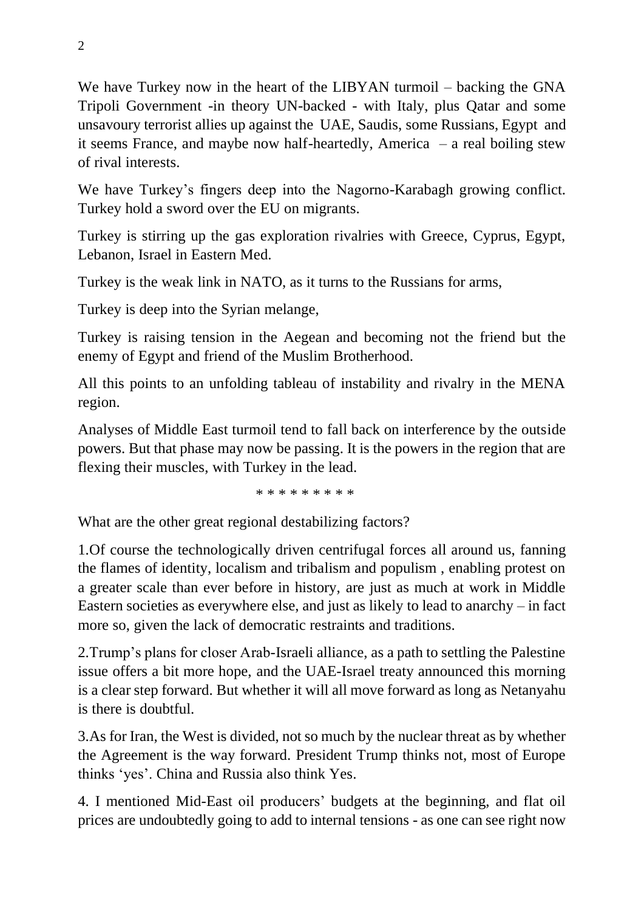We have Turkey now in the heart of the LIBYAN turmoil – backing the GNA Tripoli Government -in theory UN-backed - with Italy, plus Qatar and some unsavoury terrorist allies up against the UAE, Saudis, some Russians, Egypt and it seems France, and maybe now half-heartedly, America – a real boiling stew of rival interests.

We have Turkey's fingers deep into the Nagorno-Karabagh growing conflict. Turkey hold a sword over the EU on migrants.

Turkey is stirring up the gas exploration rivalries with Greece, Cyprus, Egypt, Lebanon, Israel in Eastern Med.

Turkey is the weak link in NATO, as it turns to the Russians for arms,

Turkey is deep into the Syrian melange,

Turkey is raising tension in the Aegean and becoming not the friend but the enemy of Egypt and friend of the Muslim Brotherhood.

All this points to an unfolding tableau of instability and rivalry in the MENA region.

Analyses of Middle East turmoil tend to fall back on interference by the outside powers. But that phase may now be passing. It is the powers in the region that are flexing their muscles, with Turkey in the lead.

\* \* \* \* \* \* \* \* \*

What are the other great regional destabilizing factors?

1.Of course the technologically driven centrifugal forces all around us, fanning the flames of identity, localism and tribalism and populism , enabling protest on a greater scale than ever before in history, are just as much at work in Middle Eastern societies as everywhere else, and just as likely to lead to anarchy – in fact more so, given the lack of democratic restraints and traditions.

2.Trump's plans for closer Arab-Israeli alliance, as a path to settling the Palestine issue offers a bit more hope, and the UAE-Israel treaty announced this morning is a clear step forward. But whether it will all move forward as long as Netanyahu is there is doubtful.

3.As for Iran, the West is divided, not so much by the nuclear threat as by whether the Agreement is the way forward. President Trump thinks not, most of Europe thinks 'yes'. China and Russia also think Yes.

4. I mentioned Mid-East oil producers' budgets at the beginning, and flat oil prices are undoubtedly going to add to internal tensions - as one can see right now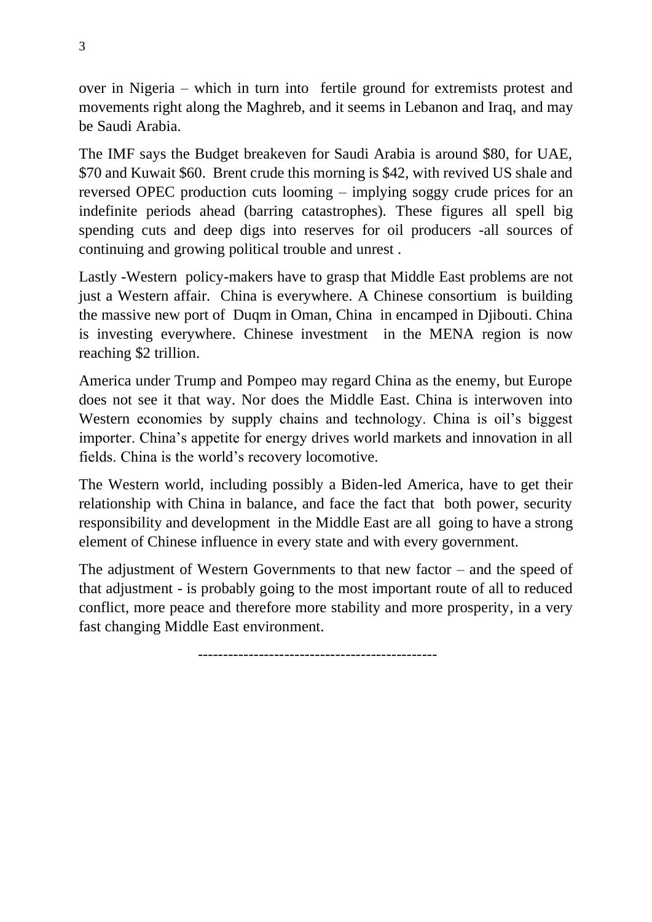over in Nigeria – which in turn into fertile ground for extremists protest and movements right along the Maghreb, and it seems in Lebanon and Iraq, and may be Saudi Arabia.

The IMF says the Budget breakeven for Saudi Arabia is around $80, for UAE, $70 and Kuwait $60. Brent crude this morning is $42, with revived US shale and reversed OPEC production cuts looming – implying soggy crude prices for an indefinite periods ahead (barring catastrophes). These figures all spell big spending cuts and deep digs into reserves for oil producers -all sources of continuing and growing political trouble and unrest .

Lastly -Western policy-makers have to grasp that Middle East problems are not just a Western affair. China is everywhere. A Chinese consortium is building the massive new port of Duqm in Oman, China in encamped in Djibouti. China is investing everywhere. Chinese investment in the MENA region is now reaching $2 trillion.

America under Trump and Pompeo may regard China as the enemy, but Europe does not see it that way. Nor does the Middle East. China is interwoven into Western economies by supply chains and technology. China is oil's biggest importer. China's appetite for energy drives world markets and innovation in all fields. China is the world's recovery locomotive.

The Western world, including possibly a Biden-led America, have to get their relationship with China in balance, and face the fact that both power, security responsibility and development in the Middle East are all going to have a strong element of Chinese influence in every state and with every government.

The adjustment of Western Governments to that new factor – and the speed of that adjustment - is probably going to the most important route of all to reduced conflict, more peace and therefore more stability and more prosperity, in a very fast changing Middle East environment.

---